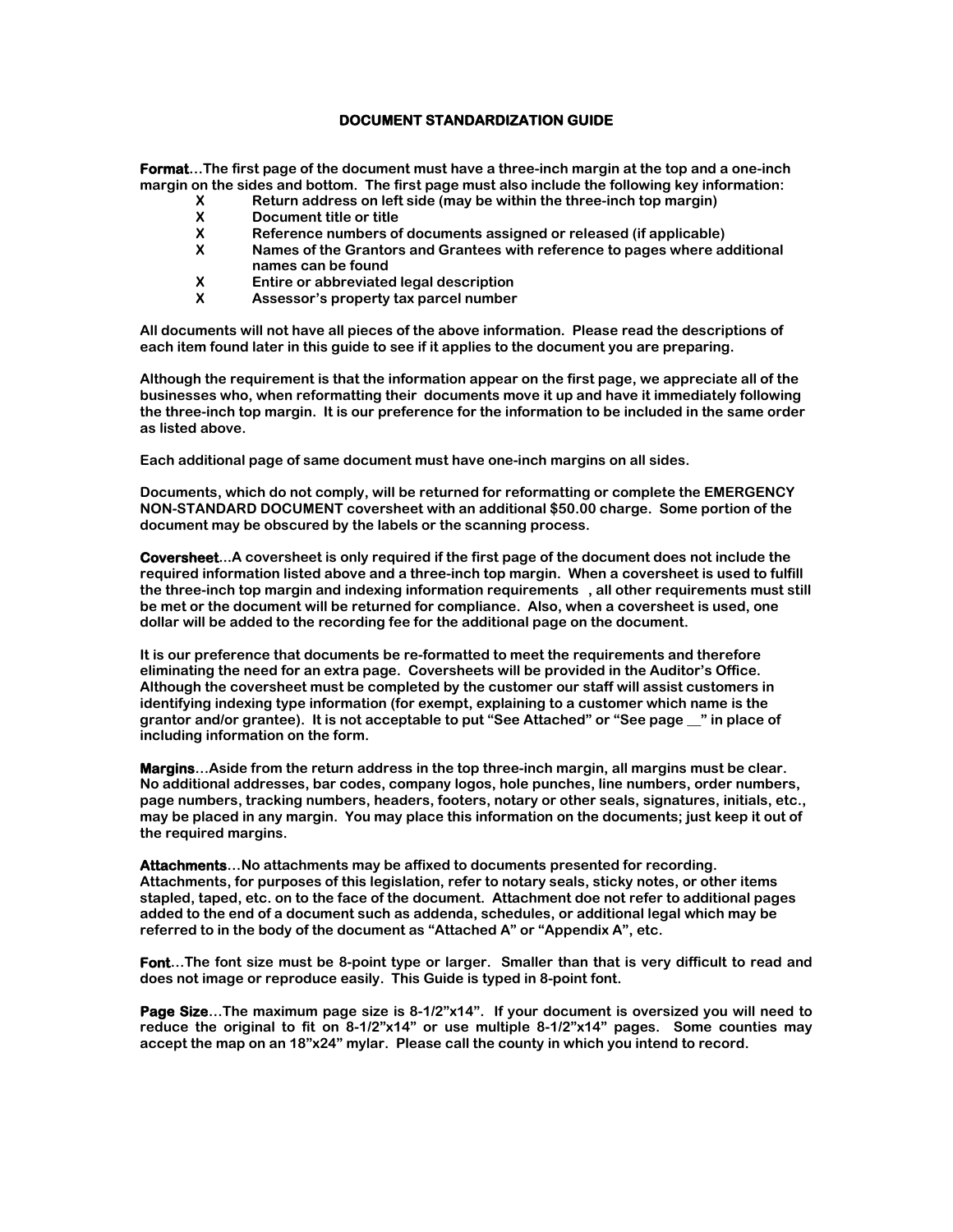# DOCUMENT STANDARDIZATION GUIDE

**Format**…The first page of the document must have a three-inch margin at the top and a one-inch margin on the sides and bottom. The first page must also include the following key information:

- X Return address on left side (may be within the three-inch top margin)
- X Document title or title
- X Reference numbers of documents assigned or released (if applicable)
- X Names of the Grantors and Grantees with reference to pages where additional names can be found
- X Entire or abbreviated legal description
- X Assessor's property tax parcel number

All documents will not have all pieces of the above information. Please read the descriptions of each item found later in this guide to see if it applies to the document you are preparing.

Although the requirement is that the information appear on the first page, we appreciate all of the businesses who, when reformatting their documents move it up and have it immediately following the three-inch top margin. It is our preference for the information to be included in the same order as listed above.

Each additional page of same document must have one-inch margins on all sides.

Documents, which do not comply, will be returned for reformatting or complete the EMERGENCY NON-STANDARD DOCUMENT coversheet with an additional $50.00 charge. Some portion of the document may be obscured by the labels or the scanning process.

**Coversheet**…A coversheet is only required if the first page of the document does not include the required information listed above and a three-inch top margin. When a coversheet is used to fulfill the three-inch top margin and indexing information requirements , all other requirements must still be met or the document will be returned for compliance. Also, when a coversheet is used, one dollar will be added to the recording fee for the additional page on the document.

It is our preference that documents be re-formatted to meet the requirements and therefore eliminating the need for an extra page. Coversheets will be provided in the Auditor's Office. Although the coversheet must be completed by the customer our staff will assist customers in identifying indexing type information (for exempt, explaining to a customer which name is the grantor and/or grantee). It is not acceptable to put "See Attached" or "See page __" in place of including information on the form.

**Margins**…Aside from the return address in the top three-inch margin, all margins must be clear. No additional addresses, bar codes, company logos, hole punches, line numbers, order numbers, page numbers, tracking numbers, headers, footers, notary or other seals, signatures, initials, etc., may be placed in any margin. You may place this information on the documents; just keep it out of the required margins.

**Attachments**…No attachments may be affixed to documents presented for recording. Attachments, for purposes of this legislation, refer to notary seals, sticky notes, or other items stapled, taped, etc. on to the face of the document. Attachment doe not refer to additional pages added to the end of a document such as addenda, schedules, or additional legal which may be referred to in the body of the document as "Attached A" or "Appendix A", etc.

**Font**…The font size must be 8-point type or larger. Smaller than that is very difficult to read and does not image or reproduce easily. This Guide is typed in 8-point font.

**Page Size**…The maximum page size is 8-1/2"x14". If your document is oversized you will need to reduce the original to fit on 8-1/2"x14" or use multiple 8-1/2"x14" pages. Some counties may accept the map on an 18"x24" mylar. Please call the county in which you intend to record.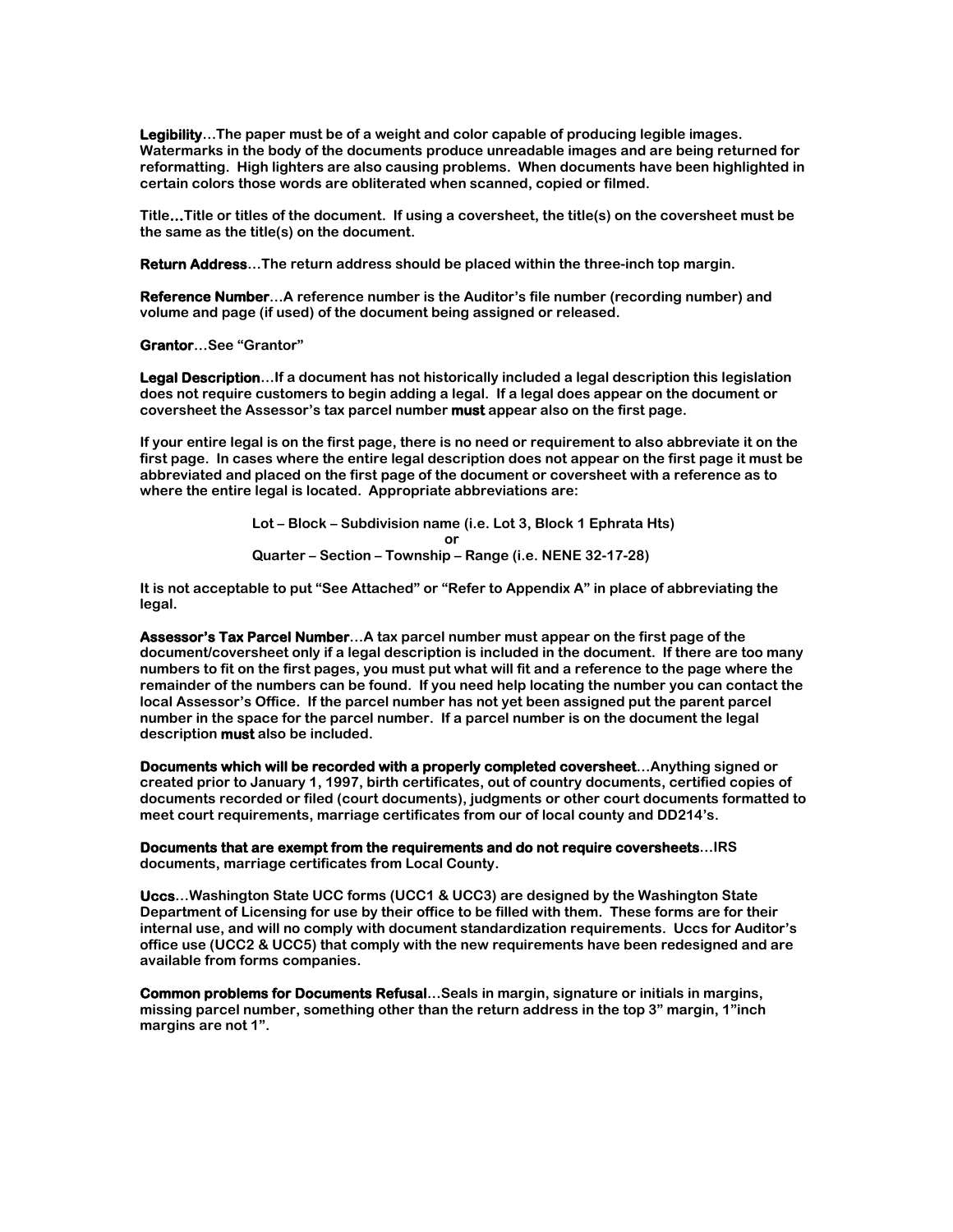**Legibility**…The paper must be of a weight and color capable of producing legible images. Watermarks in the body of the documents produce unreadable images and are being returned for reformatting. High lighters are also causing problems. When documents have been highlighted in certain colors those words are obliterated when scanned, copied or filmed.

**Title…**Title or titles of the document. If using a coversheet, the title(s) on the coversheet must be the same as the title(s) on the document.

**Return Address**…The return address should be placed within the three-inch top margin.

**Reference Number**…A reference number is the Auditor's file number (recording number) and volume and page (if used) of the document being assigned or released.

**Grantor**…See "Grantor"

**Legal Description**…If a document has not historically included a legal description this legislation does not require customers to begin adding a legal. If a legal does appear on the document or coversheet the Assessor's tax parcel number **must** appear also on the first page.

If your entire legal is on the first page, there is no need or requirement to also abbreviate it on the first page. In cases where the entire legal description does not appear on the first page it must be abbreviated and placed on the first page of the document or coversheet with a reference as to where the entire legal is located. Appropriate abbreviations are:

Lot – Block – Subdivision name (i.e. Lot 3, Block 1 Ephrata Hts)
or
Quarter – Section – Township – Range (i.e. NENE 32-17-28)

It is not acceptable to put "See Attached" or "Refer to Appendix A" in place of abbreviating the legal.

**Assessor's Tax Parcel Number**…A tax parcel number must appear on the first page of the document/coversheet only if a legal description is included in the document. If there are too many numbers to fit on the first pages, you must put what will fit and a reference to the page where the remainder of the numbers can be found. If you need help locating the number you can contact the local Assessor's Office. If the parcel number has not yet been assigned put the parent parcel number in the space for the parcel number. If a parcel number is on the document the legal description **must** also be included.

**Documents which will be recorded with a properly completed coversheet**…Anything signed or created prior to January 1, 1997, birth certificates, out of country documents, certified copies of documents recorded or filed (court documents), judgments or other court documents formatted to meet court requirements, marriage certificates from our of local county and DD214's.

**Documents that are exempt from the requirements and do not require coversheets**…IRS documents, marriage certificates from Local County.

**Uccs**…Washington State UCC forms (UCC1 & UCC3) are designed by the Washington State Department of Licensing for use by their office to be filled with them. These forms are for their internal use, and will no comply with document standardization requirements. Uccs for Auditor's office use (UCC2 & UCC5) that comply with the new requirements have been redesigned and are available from forms companies.

**Common problems for Documents Refusal**…Seals in margin, signature or initials in margins, missing parcel number, something other than the return address in the top 3" margin, 1"inch margins are not 1".